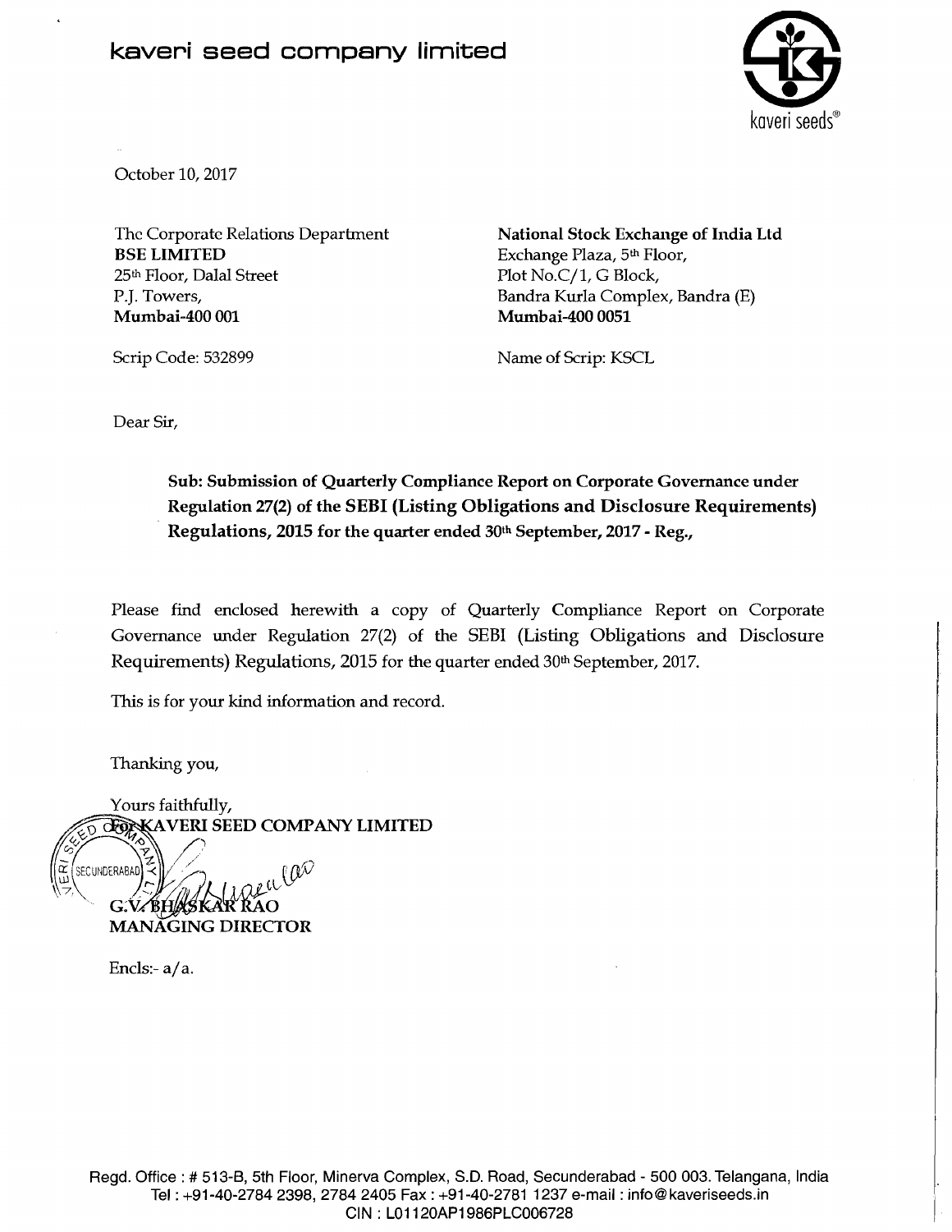# kaveri seed company limited

October 10, 2017

The Corporate Relations Department
**BSE LIMITED**
25th Floor, Dalal Street
P.J. Towers,
**Mumbai-400 001**

Scrip Code: 532899

**National Stock Exchange of India Ltd**
Exchange Plaza, 5th Floor,
Plot No.C/1, G Block,
Bandra Kurla Complex, Bandra (E)
**Mumbai-400 0051**

Name of Scrip: KSCL

Dear Sir,

**Sub: Submission of Quarterly Compliance Report on Corporate Governance under Regulation 27(2) of the SEBI (Listing Obligations and Disclosure Requirements) Regulations, 2015 for the quarter ended 30th September, 2017 - Reg.,**

Please find enclosed herewith a copy of Quarterly Compliance Report on Corporate Governance under Regulation 27(2) of the SEBI (Listing Obligations and Disclosure Requirements) Regulations, 2015 for the quarter ended 30th September, 2017.

This is for your kind information and record.

Thanking you,

Yours faithfully,
**For KAVERI SEED COMPANY LIMITED**

**G.V. BHASKAR RAO**
**MANAGING DIRECTOR**

Encls:- a/a.

Regd. Office : # 513-B, 5th Floor, Minerva Complex, S.D. Road, Secunderabad - 500 003. Telangana, India
Tel : +91-40-2784 2398, 2784 2405 Fax : +91-40-2781 1237 e-mail : info@kaveriseeds.in
CIN : L01120AP1986PLC006728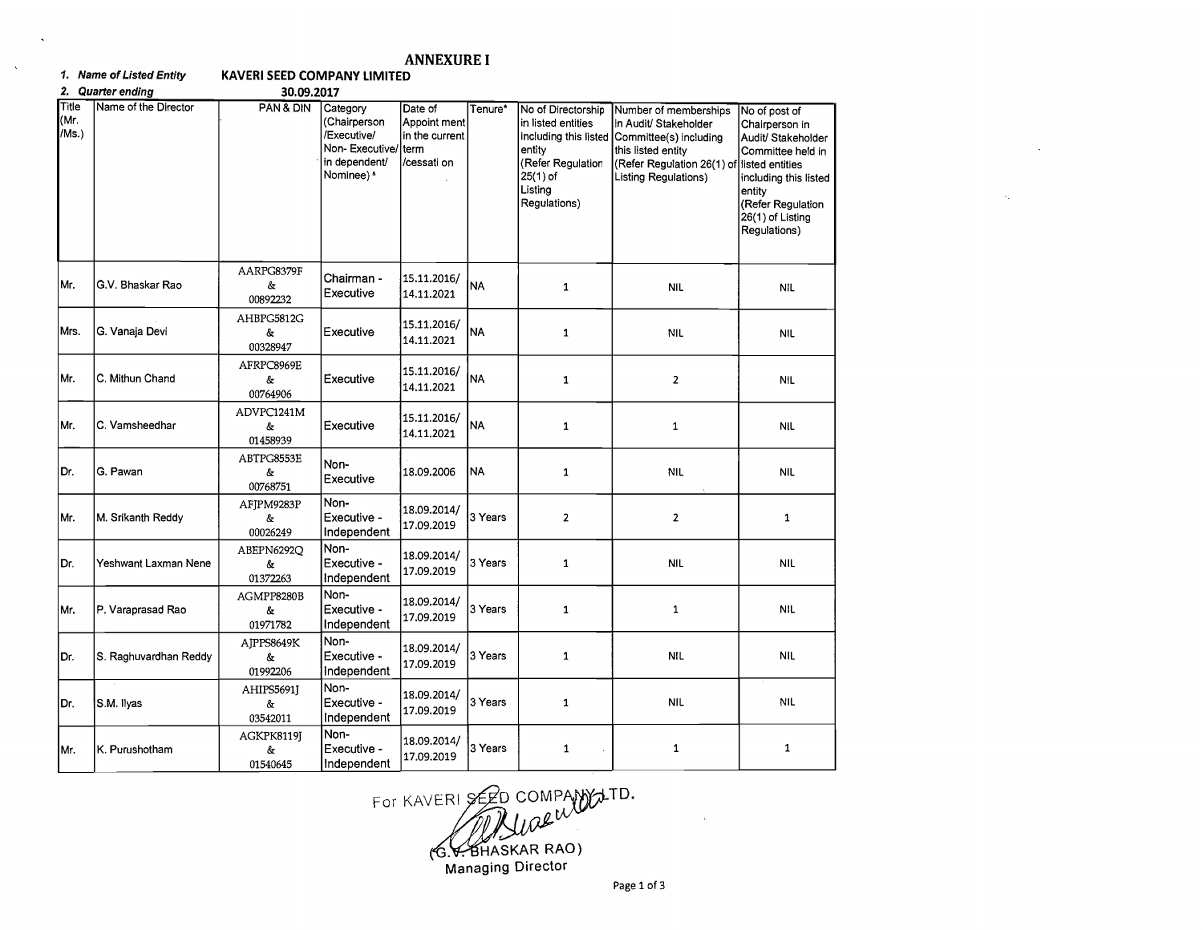# ANNEXURE I

1. *Name of Listed Entity* **KAVERI SEED COMPANY LIMITED**

2. *Quarter ending* **30.09.2017**

| Title (Mr. /Ms.) | Name of the Director | PAN & DIN | Category (Chairperson /Executive/ Non- Executive/ in dependent/ Nominee) $ | Date of Appoint ment in the current term /cessati on | Tenure* | No of Directorship in listed entities including this listed entity (Refer Regulation 25(1) of Listing Regulations) | Number of memberships in Audit/ Stakeholder Committee(s) including this listed entity (Refer Regulation 26(1) of Listing Regulations) | No of post of Chairperson in Audit/ Stakeholder Committee held in listed entities including this listed entity (Refer Regulation 26(1) of Listing Regulations) |
|---|---|---|---|---|---|---|---|---|
| Mr. | G.V. Bhaskar Rao | AARPG8379F & 00892232 | Chairman - Executive | 15.11.2016/ 14.11.2021 | NA | 1 | NIL | NIL |
| Mrs. | G. Vanaja Devi | AHBPG5812G & 00328947 | Executive | 15.11.2016/ 14.11.2021 | NA | 1 | NIL | NIL |
| Mr. | C. Mithun Chand | AFRPC8969E & 00764906 | Executive | 15.11.2016/ 14.11.2021 | NA | 1 | 2 | NIL |
| Mr. | C. Vamsheedhar | ADVPC1241M & 01458939 | Executive | 15.11.2016/ 14.11.2021 | NA | 1 | 1 | NIL |
| Dr. | G. Pawan | ABTPG8553E & 00768751 | Non-Executive | 18.09.2006 | NA | 1 | NIL | NIL |
| Mr. | M. Srikanth Reddy | AFJPM9283P & 00026249 | Non-Executive - Independent | 18.09.2014/ 17.09.2019 | 3 Years | 2 | 2 | 1 |
| Dr. | Yeshwant Laxman Nene | ABEPN6292Q & 01372263 | Non-Executive - Independent | 18.09.2014/ 17.09.2019 | 3 Years | 1 | NIL | NIL |
| Mr. | P. Varaprasad Rao | AGMPP8280B & 01971782 | Non-Executive - Independent | 18.09.2014/ 17.09.2019 | 3 Years | 1 | 1 | NIL |
| Dr. | S. Raghuvardhan Reddy | AJPPS8649K & 01992206 | Non-Executive - Independent | 18.09.2014/ 17.09.2019 | 3 Years | 1 | NIL | NIL |
| Dr. | S.M. Ilyas | AHIPS5691J & 03542011 | Non-Executive - Independent | 18.09.2014/ 17.09.2019 | 3 Years | 1 | NIL | NIL |
| Mr. | K. Purushotham | AGKPK8119J & 01540645 | Non-Executive - Independent | 18.09.2014/ 17.09.2019 | 3 Years | 1 | 1 | 1 |

For KAVERI SEED COMPANY LTD.

(G.V. BHASKAR RAO)
Managing Director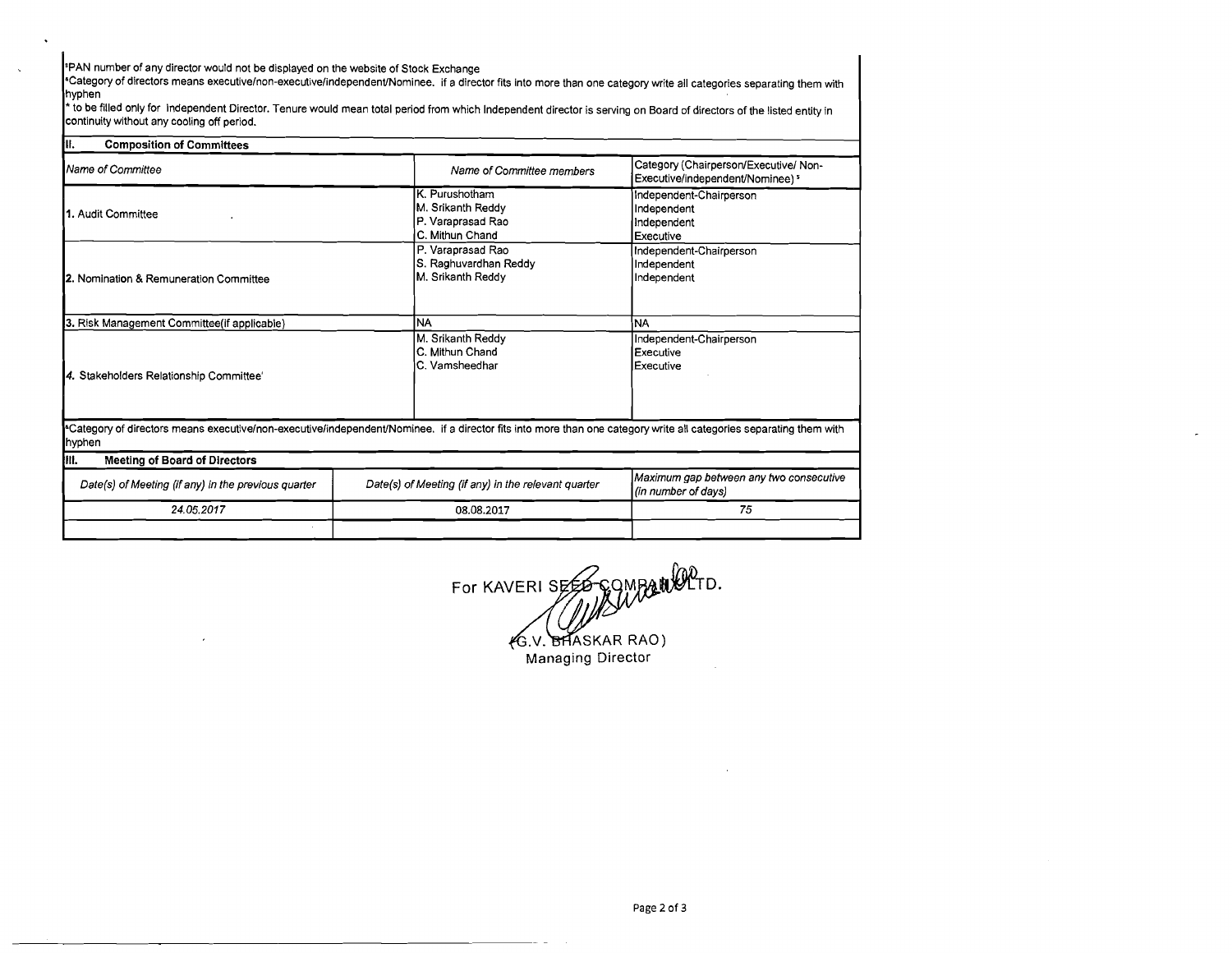[s]PAN number of any director would not be displayed on the website of Stock Exchange

[&]Category of directors means executive/non-executive/independent/Nominee. if a director fits into more than one category write all categories separating them with hyphen

[*] to be filled only for Independent Director. Tenure would mean total period from which Independent director is serving on Board of directors of the listed entity in continuity without any cooling off period.

## II. Composition of Committees

| Name of Committee | Name of Committee members | Category (Chairperson/Executive/ Non-Executive/independent/Nominee) [s] |
|---|---|---|
| 1. Audit Committee | K. Purushotham<br>M. Srikanth Reddy<br>P. Varaprasad Rao<br>C. Mithun Chand | Independent-Chairperson<br>Independent<br>Independent<br>Executive |
| 2. Nomination & Remuneration Committee | P. Varaprasad Rao<br>S. Raghuvardhan Reddy<br>M. Srikanth Reddy | Independent-Chairperson<br>Independent<br>Independent |
| 3. Risk Management Committee(if applicable) | NA | NA |
| 4. Stakeholders Relationship Committee' | M. Srikanth Reddy<br>C. Mithun Chand<br>C. Vamsheedhar | Independent-Chairperson<br>Executive<br>Executive |

[s]Category of directors means executive/non-executive/independent/Nominee. if a director fits into more than one category write all categories separating them with hyphen

## III. Meeting of Board of Directors

| Date(s) of Meeting (if any) in the previous quarter | Date(s) of Meeting (if any) in the relevant quarter | Maximum gap between any two consecutive (in number of days) |
|---|---|---|
| 24.05.2017 | 08.08.2017 | 75 |
| | | |

For KAVERI SEED COMPANY LTD.

(G.V. BHASKAR RAO)
Managing Director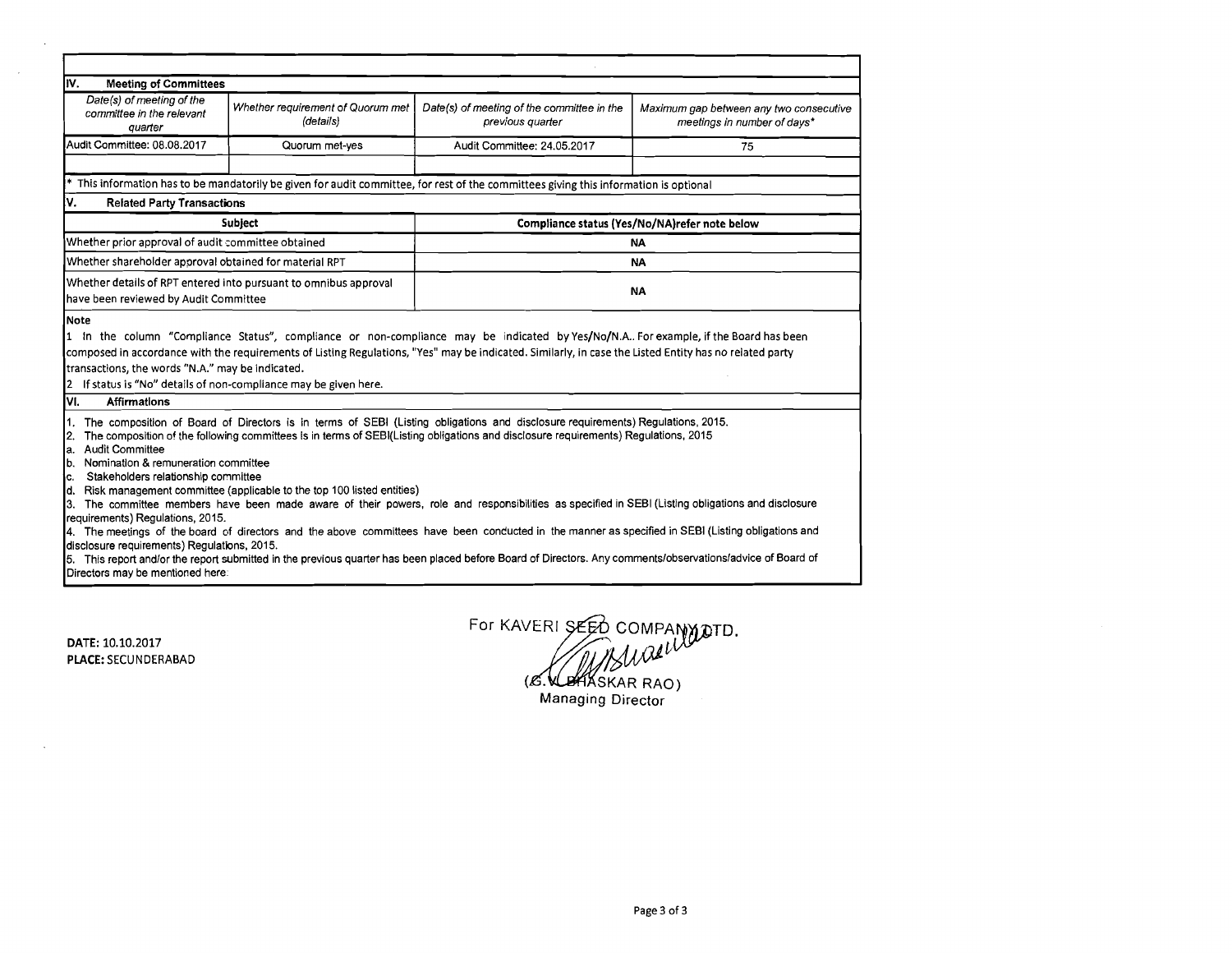## IV. Meeting of Committees

| Date(s) of meeting of the committee in the relevant quarter | Whether requirement of Quorum met (details) | Date(s) of meeting of the committee in the previous quarter | Maximum gap between any two consecutive meetings in number of days* |
|---|---|---|---|
| Audit Committee: 08.08.2017 | Quorum met-yes | Audit Committee: 24.05.2017 | 75 |
| | | | |

\* This information has to be mandatorily be given for audit committee, for rest of the committees giving this information is optional

## V. Related Party Transactions

| Subject | Compliance status (Yes/No/NA)refer note below |
|---|---|
| Whether prior approval of audit committee obtained | NA |
| Whether shareholder approval obtained for material RPT | NA |
| Whether details of RPT entered into pursuant to omnibus approval have been reviewed by Audit Committee | NA |

**Note**

1 In the column "Compliance Status", compliance or non-compliance may be indicated by Yes/No/N.A.. For example, if the Board has been composed in accordance with the requirements of Listing Regulations, "Yes" may be indicated. Similarly, in case the Listed Entity has no related party transactions, the words "N.A." may be indicated.

2 If status is "No" details of non-compliance may be given here.

## VI. Affirmations

1. The composition of Board of Directors is in terms of SEBI (Listing obligations and disclosure requirements) Regulations, 2015.
2. The composition of the following committees is in terms of SEBI(Listing obligations and disclosure requirements) Regulations, 2015
   a. Audit Committee
   b. Nomination & remuneration committee
   c. Stakeholders relationship committee
   d. Risk management committee (applicable to the top 100 listed entities)
3. The committee members have been made aware of their powers, role and responsibilities as specified in SEBI (Listing obligations and disclosure requirements) Regulations, 2015.
4. The meetings of the board of directors and the above committees have been conducted in the manner as specified in SEBI (Listing obligations and disclosure requirements) Regulations, 2015.
5. This report and/or the report submitted in the previous quarter has been placed before Board of Directors. Any comments/observations/advice of Board of Directors may be mentioned here:

**DATE:** 10.10.2017
**PLACE:** SECUNDERABAD

For KAVERI SEED COMPANY LTD.

(G.V. BHASKAR RAO)
Managing Director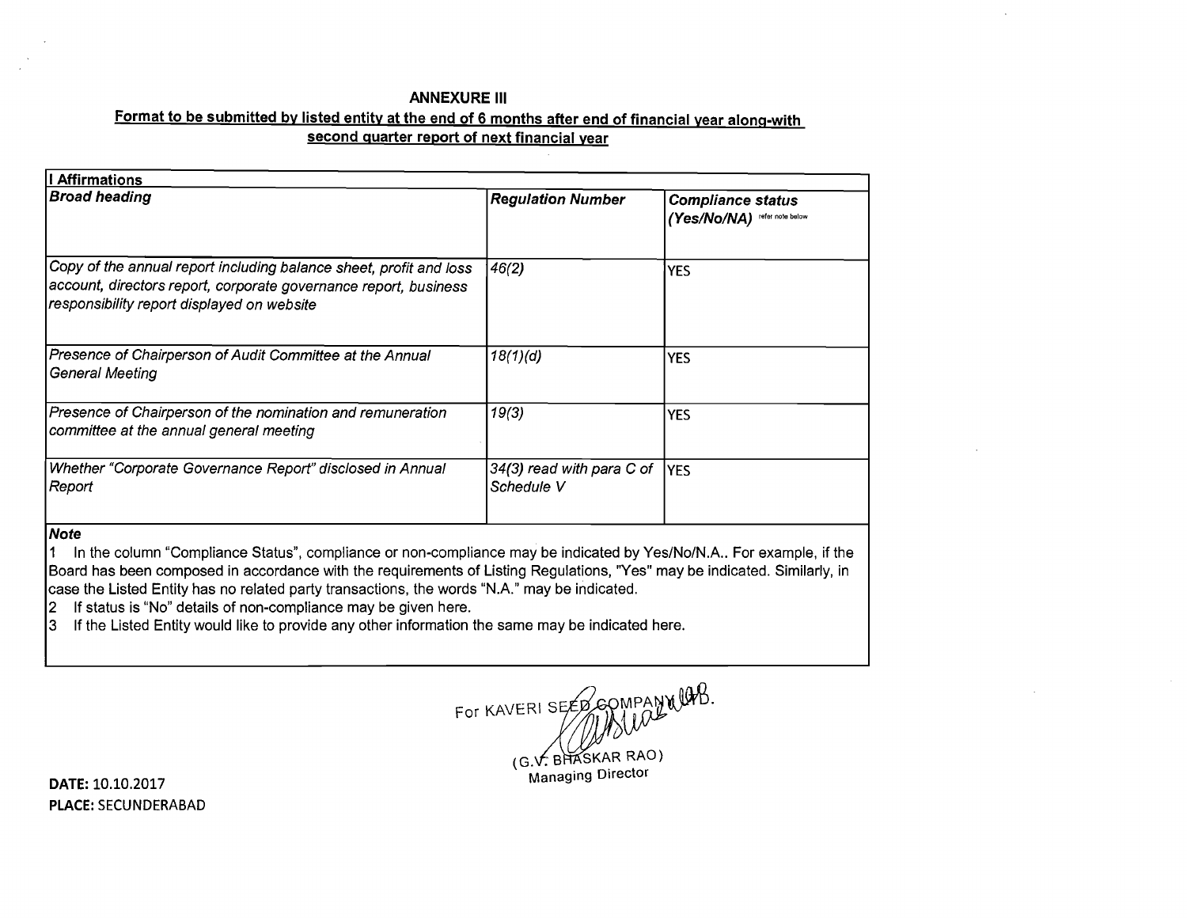## ANNEXURE III

**Format to be submitted by listed entity at the end of 6 months after end of financial year along-with second quarter report of next financial year**

| **I Affirmations** | | |
|---|---|---|
| ***Broad heading*** | ***Regulation Number*** | ***Compliance status (Yes/No/NA)*** refer note below |
| *Copy of the annual report including balance sheet, profit and loss account, directors report, corporate governance report, business responsibility report displayed on website* | *46(2)* | YES |
| *Presence of Chairperson of Audit Committee at the Annual General Meeting* | *18(1)(d)* | YES |
| *Presence of Chairperson of the nomination and remuneration committee at the annual general meeting* | *19(3)* | YES |
| *Whether "Corporate Governance Report" disclosed in Annual Report* | *34(3) read with para C of Schedule V* | YES |

***Note***

1 In the column "Compliance Status", compliance or non-compliance may be indicated by Yes/No/N.A.. For example, if the Board has been composed in accordance with the requirements of Listing Regulations, "Yes" may be indicated. Similarly, in case the Listed Entity has no related party transactions, the words "N.A." may be indicated.

2 If status is "No" details of non-compliance may be given here.

3 If the Listed Entity would like to provide any other information the same may be indicated here.

For KAVERI SEED COMPANY LTD.

(G.V. BHASKAR RAO)
Managing Director

**DATE:** 10.10.2017
**PLACE:** SECUNDERABAD